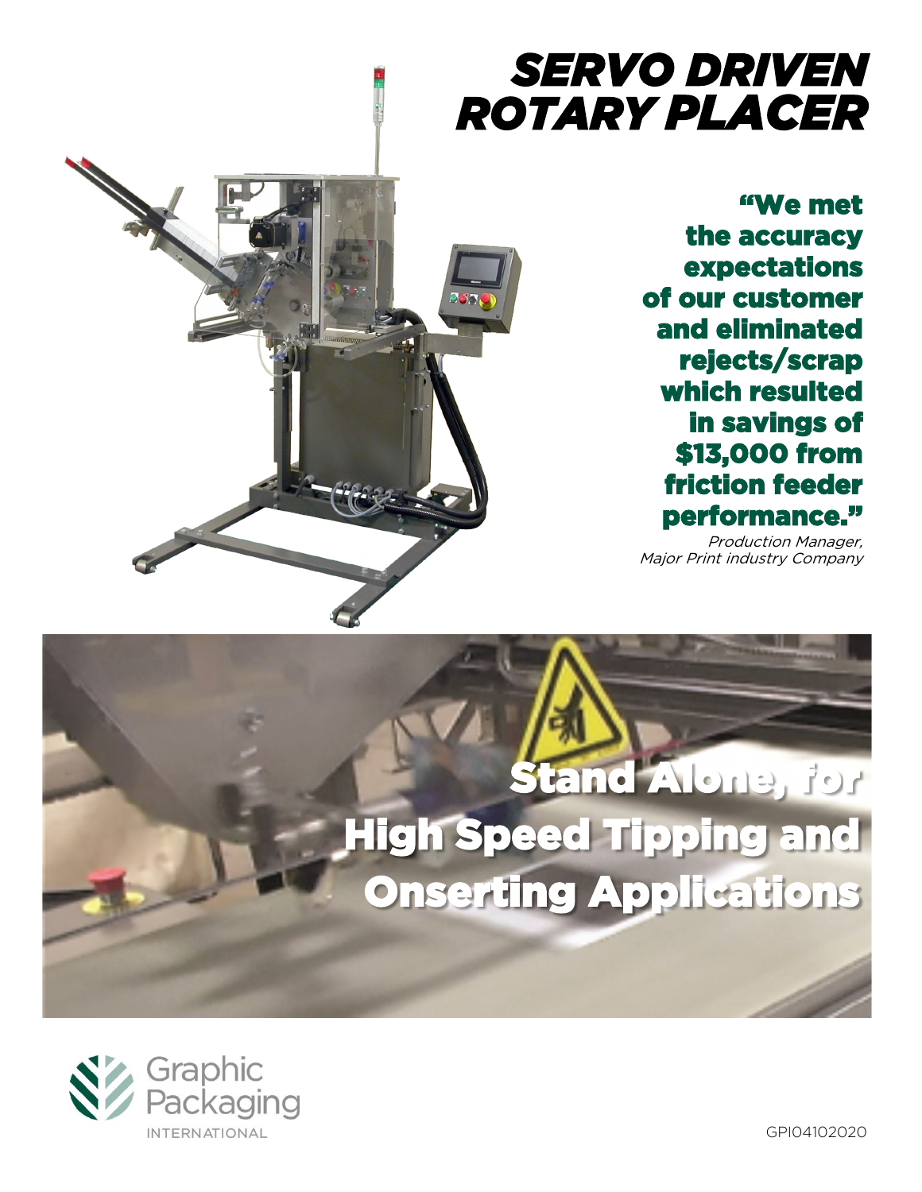# SERVO DRIVEN ROTARY PLACER

**"We met the accuracy expectations of our customer and eliminated rejects/scrap which resulted in savings of $13,000 from friction feeder performance."**

*Production Manager, Major Print industry Company*

## Stand Alone, for High Speed Tipping and Onserting Applications

Graphic Packaging INTERNATIONAL

GPI04102020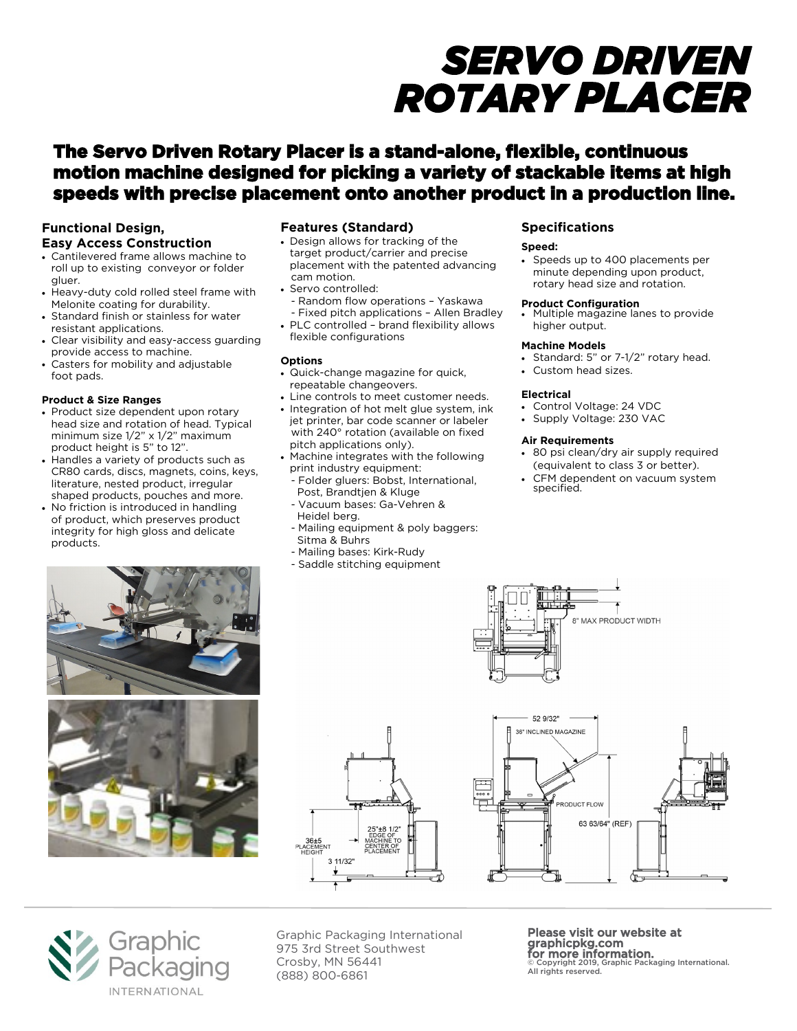# SERVO DRIVEN ROTARY PLACER

**The Servo Driven Rotary Placer is a stand-alone, flexible, continuous motion machine designed for picking a variety of stackable items at high speeds with precise placement onto another product in a production line.**

## Functional Design, Easy Access Construction

- Cantilevered frame allows machine to roll up to existing conveyor or folder gluer.
- Heavy-duty cold rolled steel frame with Melonite coating for durability.
- Standard finish or stainless for water resistant applications.
- Clear visibility and easy-access guarding provide access to machine.
- Casters for mobility and adjustable foot pads.

### Product & Size Ranges

- Product size dependent upon rotary head size and rotation of head. Typical minimum size 1/2" x 1/2" maximum product height is 5" to 12".
- Handles a variety of products such as CR80 cards, discs, magnets, coins, keys, literature, nested product, irregular shaped products, pouches and more.
- No friction is introduced in handling of product, which preserves product integrity for high gloss and delicate products.

## Features (Standard)

- Design allows for tracking of the target product/carrier and precise placement with the patented advancing cam motion.
- Servo controlled:
  - Random flow operations – Yaskawa
  - Fixed pitch applications – Allen Bradley
- PLC controlled – brand flexibility allows flexible configurations

### Options

- Quick-change magazine for quick, repeatable changeovers.
- Line controls to meet customer needs.
- Integration of hot melt glue system, ink jet printer, bar code scanner or labeler with 240° rotation (available on fixed pitch applications only).
- Machine integrates with the following print industry equipment:
  - Folder gluers: Bobst, International, Post, Brandtjen & Kluge
  - Vacuum bases: Ga-Vehren & Heidel berg.
  - Mailing equipment & poly baggers: Sitma & Buhrs
  - Mailing bases: Kirk-Rudy
  - Saddle stitching equipment

## Specifications

### Speed:

- Speeds up to 400 placements per minute depending upon product, rotary head size and rotation.

### Product Configuration

- Multiple magazine lanes to provide higher output.

### Machine Models

- Standard: 5" or 7-1/2" rotary head.
- Custom head sizes.

### Electrical

- Control Voltage: 24 VDC
- Supply Voltage: 230 VAC

### Air Requirements

- 80 psi clean/dry air supply required (equivalent to class 3 or better).
- CFM dependent on vacuum system specified.

8" MAX PRODUCT WIDTH

52 9/32"

36" INCLINED MAGAZINE

PRODUCT FLOW

63 63/64" (REF)

36±5 PLACEMENT HEIGHT

25"±8 1/2" EDGE OF MACHINE TO CENTER OF PLACEMENT

3 11/32"

Graphic Packaging International

Graphic Packaging International
975 3rd Street Southwest
Crosby, MN 56441
(888) 800-6861

**Please visit our website at graphicpkg.com for more information.**

© Copyright 2019, Graphic Packaging International. All rights reserved.